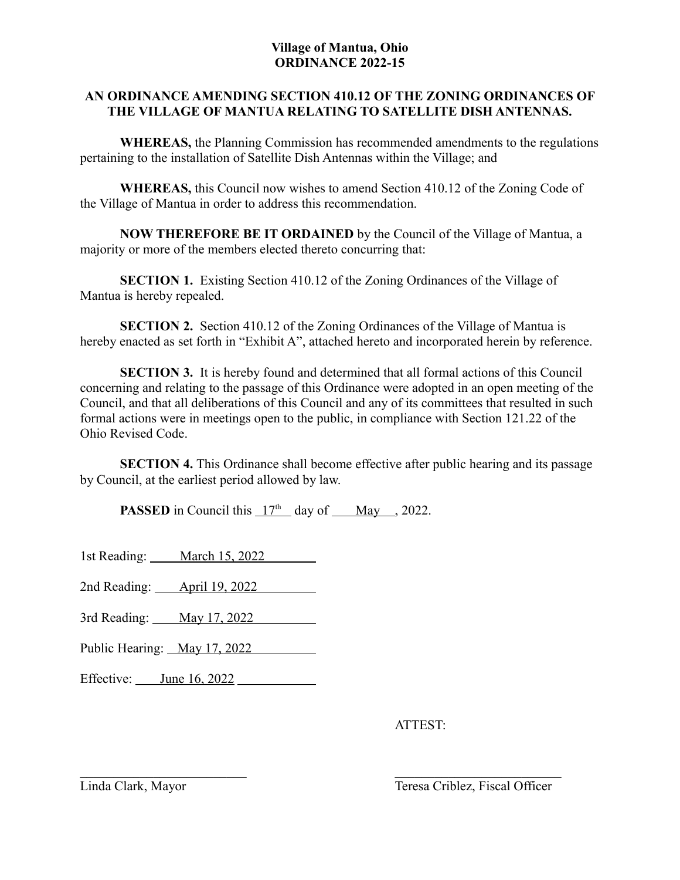**Village of Mantua, Ohio**
**ORDINANCE 2022-15**

**AN ORDINANCE AMENDING SECTION 410.12 OF THE ZONING ORDINANCES OF THE VILLAGE OF MANTUA RELATING TO SATELLITE DISH ANTENNAS.**

**WHEREAS,** the Planning Commission has recommended amendments to the regulations pertaining to the installation of Satellite Dish Antennas within the Village; and

**WHEREAS,** this Council now wishes to amend Section 410.12 of the Zoning Code of the Village of Mantua in order to address this recommendation.

**NOW THEREFORE BE IT ORDAINED** by the Council of the Village of Mantua, a majority or more of the members elected thereto concurring that:

**SECTION 1.** Existing Section 410.12 of the Zoning Ordinances of the Village of Mantua is hereby repealed.

**SECTION 2.** Section 410.12 of the Zoning Ordinances of the Village of Mantua is hereby enacted as set forth in "Exhibit A", attached hereto and incorporated herein by reference.

**SECTION 3.** It is hereby found and determined that all formal actions of this Council concerning and relating to the passage of this Ordinance were adopted in an open meeting of the Council, and that all deliberations of this Council and any of its committees that resulted in such formal actions were in meetings open to the public, in compliance with Section 121.22 of the Ohio Revised Code.

**SECTION 4.** This Ordinance shall become effective after public hearing and its passage by Council, at the earliest period allowed by law.

**PASSED** in Council this 17th day of May, 2022.

1st Reading: March 15, 2022

2nd Reading: April 19, 2022

3rd Reading: May 17, 2022

Public Hearing: May 17, 2022

Effective: June 16, 2022

ATTEST:

Linda Clark, Mayor

Teresa Criblez, Fiscal Officer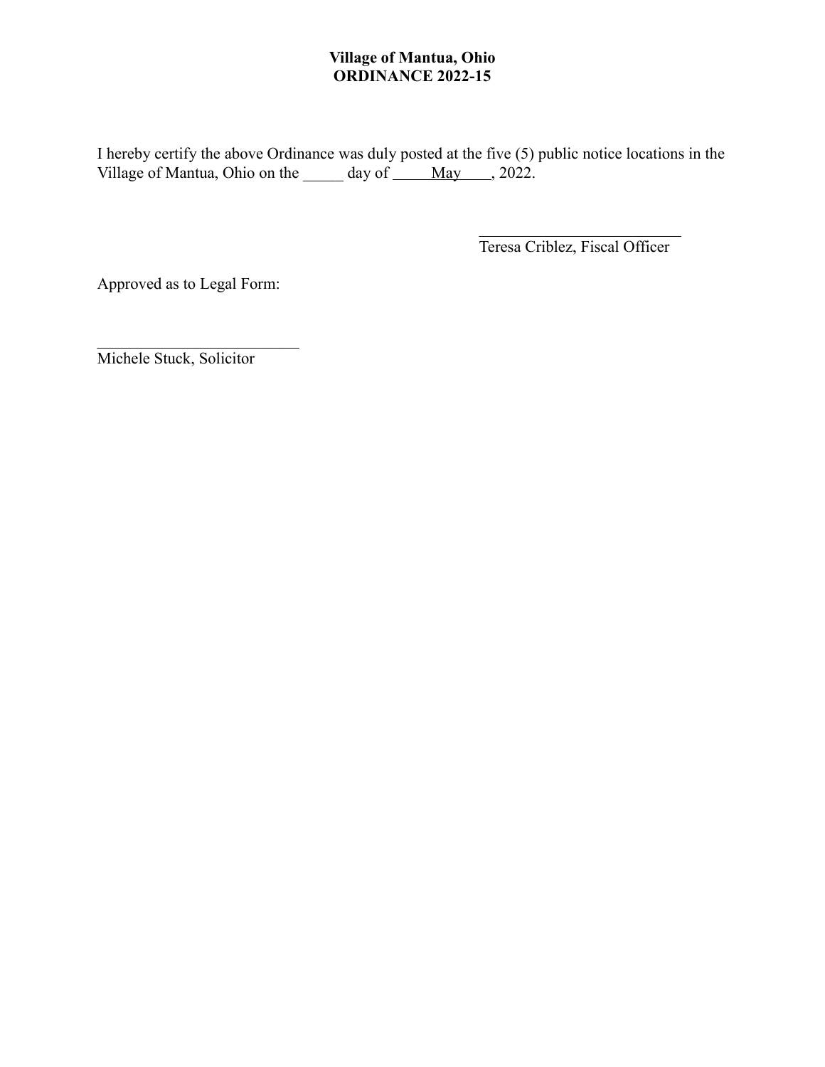**Village of Mantua, Ohio**
**ORDINANCE 2022-15**

I hereby certify the above Ordinance was duly posted at the five (5) public notice locations in the Village of Mantua, Ohio on the _____ day of _____May____, 2022.

___________________________
Teresa Criblez, Fiscal Officer

Approved as to Legal Form:

___________________________
Michele Stuck, Solicitor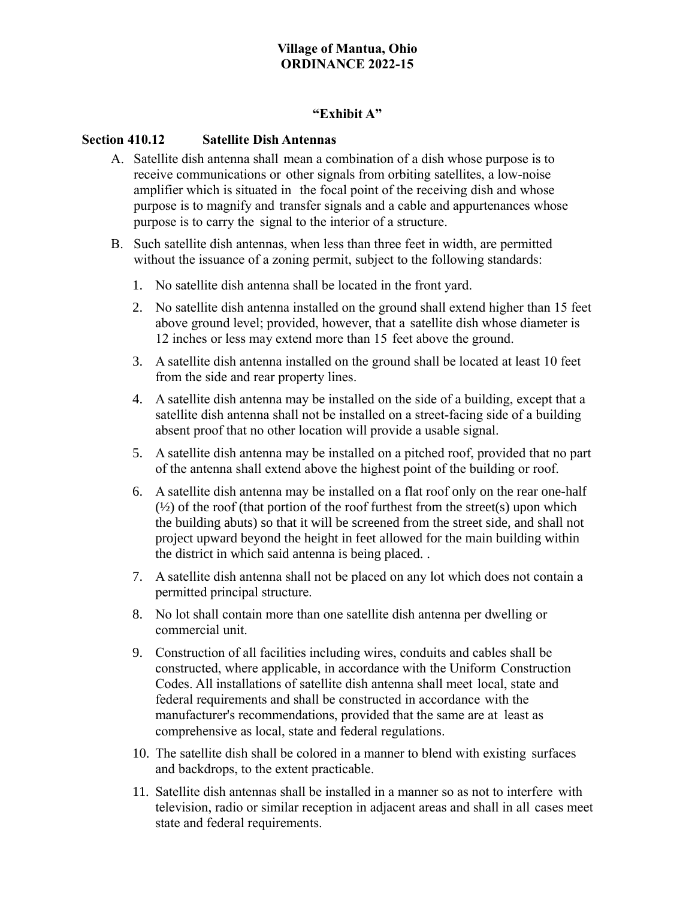**Village of Mantua, Ohio**
**ORDINANCE 2022-15**

**"Exhibit A"**

**Section 410.12 Satellite Dish Antennas**

A. Satellite dish antenna shall mean a combination of a dish whose purpose is to receive communications or other signals from orbiting satellites, a low-noise amplifier which is situated in the focal point of the receiving dish and whose purpose is to magnify and transfer signals and a cable and appurtenances whose purpose is to carry the signal to the interior of a structure.

B. Such satellite dish antennas, when less than three feet in width, are permitted without the issuance of a zoning permit, subject to the following standards:

1. No satellite dish antenna shall be located in the front yard.
2. No satellite dish antenna installed on the ground shall extend higher than 15 feet above ground level; provided, however, that a satellite dish whose diameter is 12 inches or less may extend more than 15 feet above the ground.
3. A satellite dish antenna installed on the ground shall be located at least 10 feet from the side and rear property lines.
4. A satellite dish antenna may be installed on the side of a building, except that a satellite dish antenna shall not be installed on a street-facing side of a building absent proof that no other location will provide a usable signal.
5. A satellite dish antenna may be installed on a pitched roof, provided that no part of the antenna shall extend above the highest point of the building or roof.
6. A satellite dish antenna may be installed on a flat roof only on the rear one-half (½) of the roof (that portion of the roof furthest from the street(s) upon which the building abuts) so that it will be screened from the street side, and shall not project upward beyond the height in feet allowed for the main building within the district in which said antenna is being placed. .
7. A satellite dish antenna shall not be placed on any lot which does not contain a permitted principal structure.
8. No lot shall contain more than one satellite dish antenna per dwelling or commercial unit.
9. Construction of all facilities including wires, conduits and cables shall be constructed, where applicable, in accordance with the Uniform Construction Codes. All installations of satellite dish antenna shall meet local, state and federal requirements and shall be constructed in accordance with the manufacturer's recommendations, provided that the same are at least as comprehensive as local, state and federal regulations.
10. The satellite dish shall be colored in a manner to blend with existing surfaces and backdrops, to the extent practicable.
11. Satellite dish antennas shall be installed in a manner so as not to interfere with television, radio or similar reception in adjacent areas and shall in all cases meet state and federal requirements.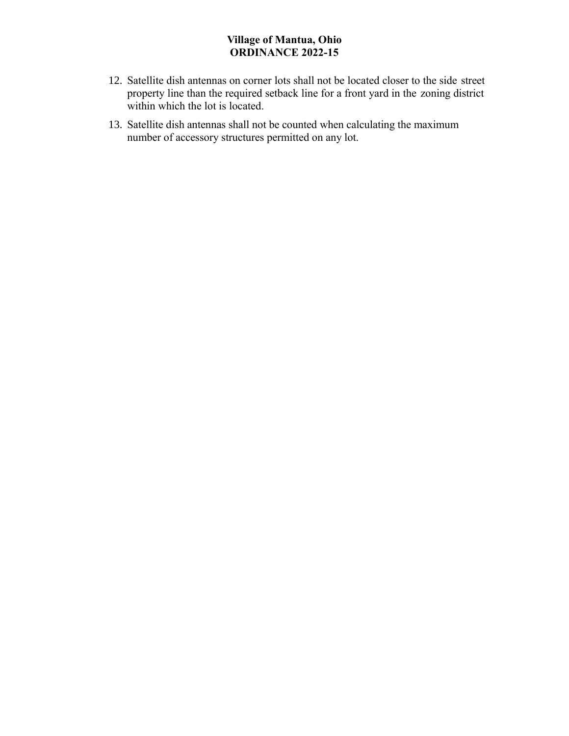12. Satellite dish antennas on corner lots shall not be located closer to the side street property line than the required setback line for a front yard in the zoning district within which the lot is located.

13. Satellite dish antennas shall not be counted when calculating the maximum number of accessory structures permitted on any lot.